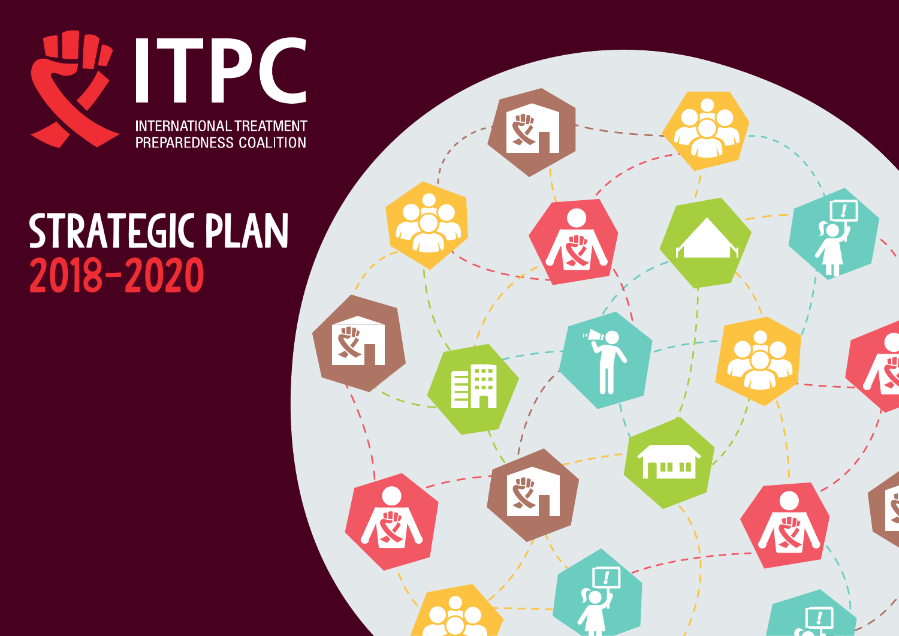# ITPC

INTERNATIONAL TREATMENT PREPAREDNESS COALITION

# STRATEGIC PLAN 2018-2020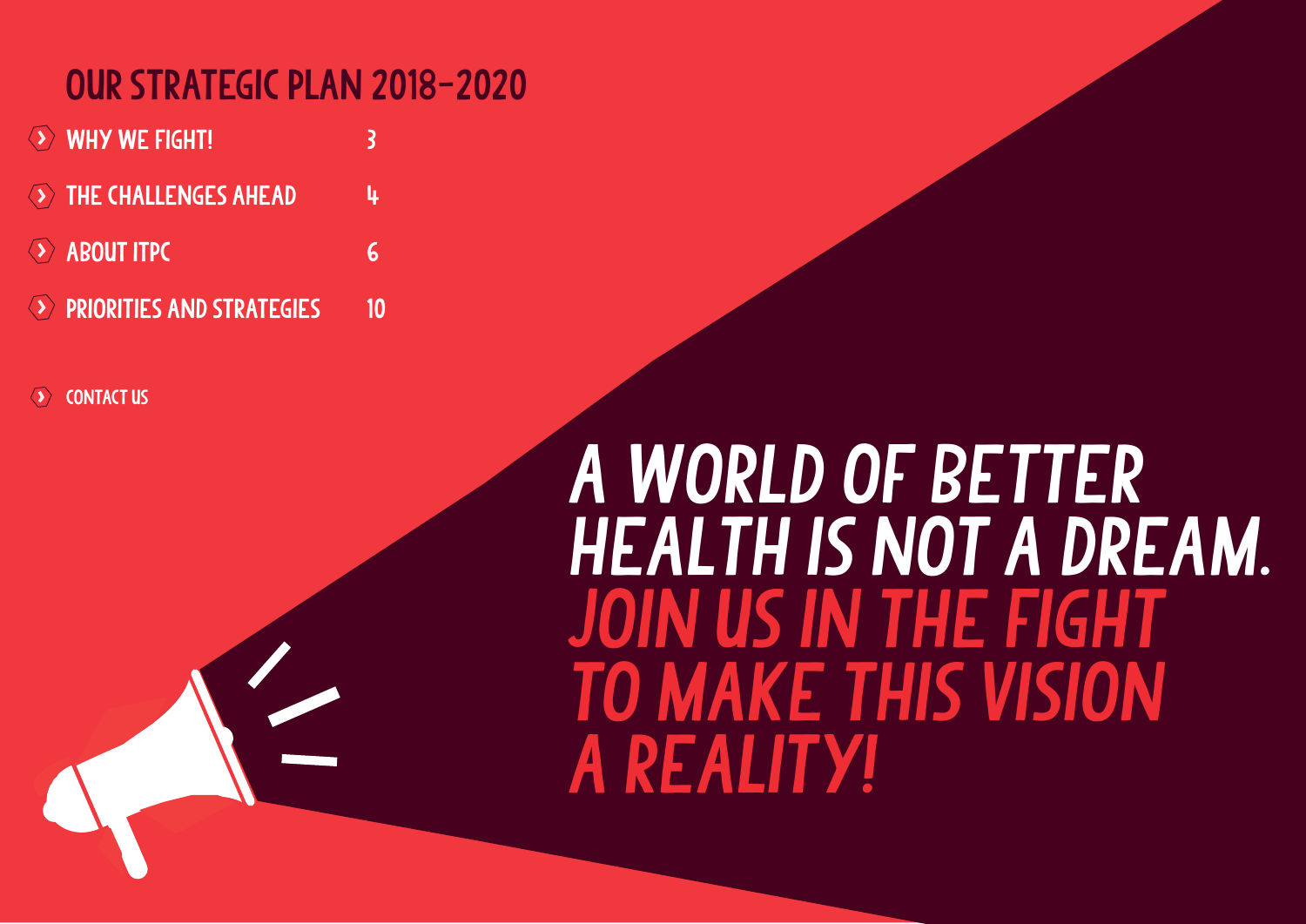# OUR STRATEGIC PLAN 2018-2020

- WHY WE FIGHT! 3
- THE CHALLENGES AHEAD 4
- ABOUT ITPC 6
- PRIORITIES AND STRATEGIES 10

- CONTACT US

A WORLD OF BETTER HEALTH IS NOT A DREAM. JOIN US IN THE FIGHT TO MAKE THIS VISION A REALITY!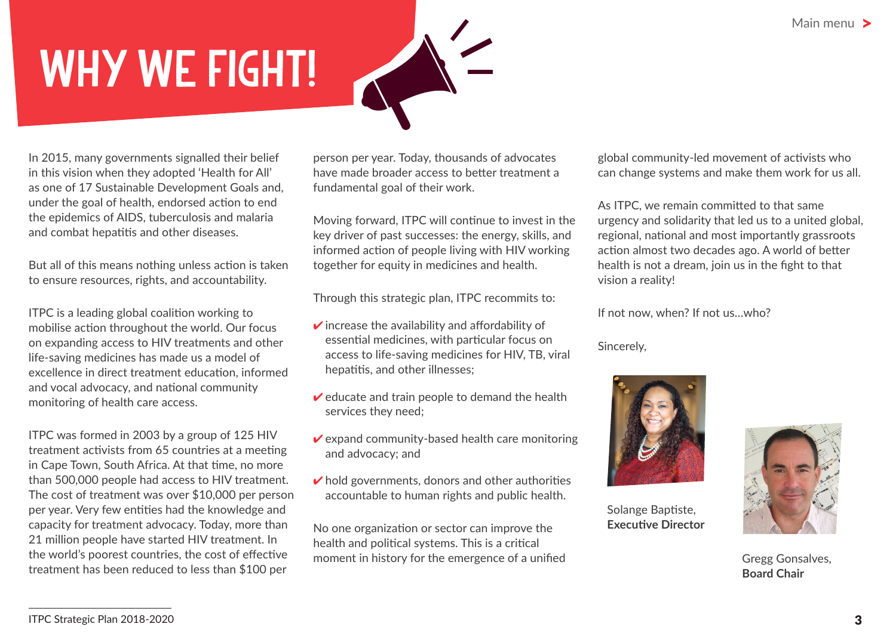# WHY WE FIGHT!

In 2015, many governments signalled their belief in this vision when they adopted 'Health for All' as one of 17 Sustainable Development Goals and, under the goal of health, endorsed action to end the epidemics of AIDS, tuberculosis and malaria and combat hepatitis and other diseases.

But all of this means nothing unless action is taken to ensure resources, rights, and accountability.

ITPC is a leading global coalition working to mobilise action throughout the world. Our focus on expanding access to HIV treatments and other life-saving medicines has made us a model of excellence in direct treatment education, informed and vocal advocacy, and national community monitoring of health care access.

ITPC was formed in 2003 by a group of 125 HIV treatment activists from 65 countries at a meeting in Cape Town, South Africa. At that time, no more than 500,000 people had access to HIV treatment. The cost of treatment was over $10,000 per person per year. Very few entities had the knowledge and capacity for treatment advocacy. Today, more than 21 million people have started HIV treatment. In the world's poorest countries, the cost of effective treatment has been reduced to less than $100 per person per year. Today, thousands of advocates have made broader access to better treatment a fundamental goal of their work.

Moving forward, ITPC will continue to invest in the key driver of past successes: the energy, skills, and informed action of people living with HIV working together for equity in medicines and health.

Through this strategic plan, ITPC recommits to:

- ✔ increase the availability and affordability of essential medicines, with particular focus on access to life-saving medicines for HIV, TB, viral hepatitis, and other illnesses;
- ✔ educate and train people to demand the health services they need;
- ✔ expand community-based health care monitoring and advocacy; and
- ✔ hold governments, donors and other authorities accountable to human rights and public health.

No one organization or sector can improve the health and political systems. This is a critical moment in history for the emergence of a unified global community-led movement of activists who can change systems and make them work for us all.

As ITPC, we remain committed to that same urgency and solidarity that led us to a united global, regional, national and most importantly grassroots action almost two decades ago. A world of better health is not a dream, join us in the fight to that vision a reality!

If not now, when? If not us...who?

Sincerely,

Solange Baptiste,
**Executive Director**

Gregg Gonsalves,
**Board Chair**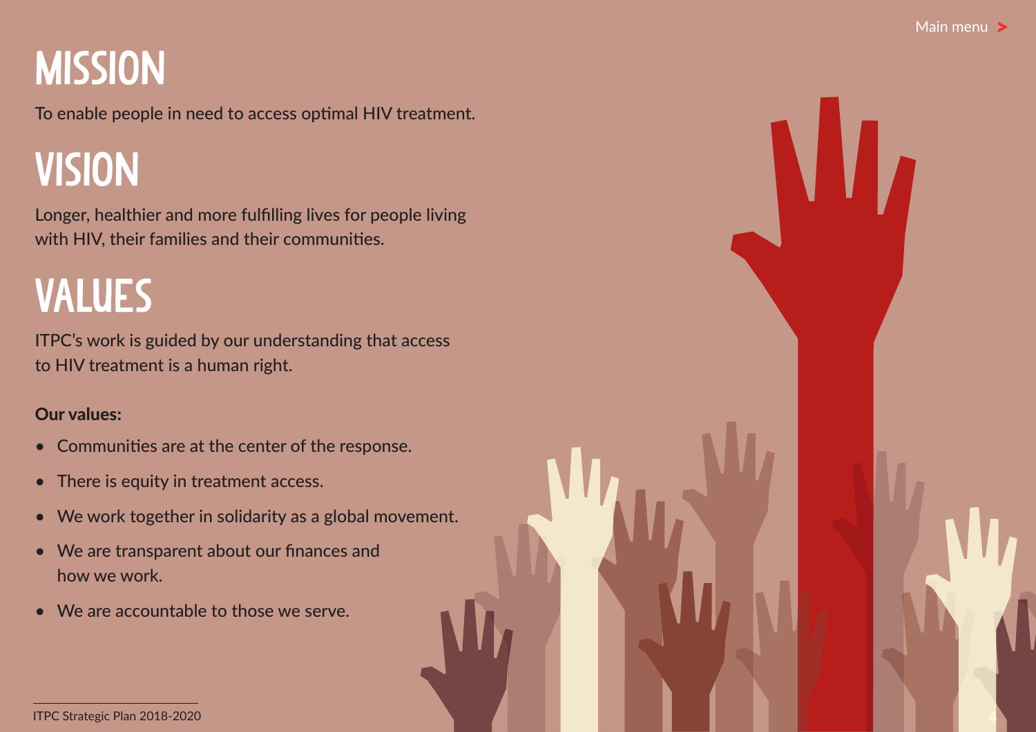# MISSION

To enable people in need to access optimal HIV treatment.

# VISION

Longer, healthier and more fulfilling lives for people living with HIV, their families and their communities.

# VALUES

ITPC's work is guided by our understanding that access to HIV treatment is a human right.

**Our values:**

- Communities are at the center of the response.
- There is equity in treatment access.
- We work together in solidarity as a global movement.
- We are transparent about our finances and how we work.
- We are accountable to those we serve.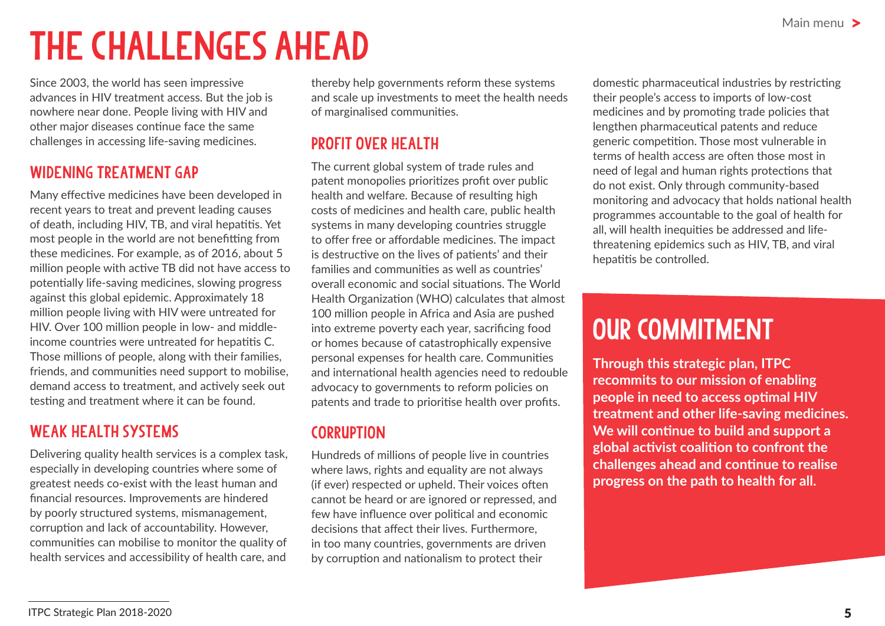# THE CHALLENGES AHEAD

Since 2003, the world has seen impressive advances in HIV treatment access. But the job is nowhere near done. People living with HIV and other major diseases continue face the same challenges in accessing life-saving medicines.

## WIDENING TREATMENT GAP

Many effective medicines have been developed in recent years to treat and prevent leading causes of death, including HIV, TB, and viral hepatitis. Yet most people in the world are not benefitting from these medicines. For example, as of 2016, about 5 million people with active TB did not have access to potentially life-saving medicines, slowing progress against this global epidemic. Approximately 18 million people living with HIV were untreated for HIV. Over 100 million people in low- and middle-income countries were untreated for hepatitis C. Those millions of people, along with their families, friends, and communities need support to mobilise, demand access to treatment, and actively seek out testing and treatment where it can be found.

## WEAK HEALTH SYSTEMS

Delivering quality health services is a complex task, especially in developing countries where some of greatest needs co-exist with the least human and financial resources. Improvements are hindered by poorly structured systems, mismanagement, corruption and lack of accountability. However, communities can mobilise to monitor the quality of health services and accessibility of health care, and thereby help governments reform these systems and scale up investments to meet the health needs of marginalised communities.

## PROFIT OVER HEALTH

The current global system of trade rules and patent monopolies prioritizes profit over public health and welfare. Because of resulting high costs of medicines and health care, public health systems in many developing countries struggle to offer free or affordable medicines. The impact is destructive on the lives of patients' and their families and communities as well as countries' overall economic and social situations. The World Health Organization (WHO) calculates that almost 100 million people in Africa and Asia are pushed into extreme poverty each year, sacrificing food or homes because of catastrophically expensive personal expenses for health care. Communities and international health agencies need to redouble advocacy to governments to reform policies on patents and trade to prioritise health over profits.

## CORRUPTION

Hundreds of millions of people live in countries where laws, rights and equality are not always (if ever) respected or upheld. Their voices often cannot be heard or are ignored or repressed, and few have influence over political and economic decisions that affect their lives. Furthermore, in too many countries, governments are driven by corruption and nationalism to protect their domestic pharmaceutical industries by restricting their people's access to imports of low-cost medicines and by promoting trade policies that lengthen pharmaceutical patents and reduce generic competition. Those most vulnerable in terms of health access are often those most in need of legal and human rights protections that do not exist. Only through community-based monitoring and advocacy that holds national health programmes accountable to the goal of health for all, will health inequities be addressed and life-threatening epidemics such as HIV, TB, and viral hepatitis be controlled.

# OUR COMMITMENT

**Through this strategic plan, ITPC recommits to our mission of enabling people in need to access optimal HIV treatment and other life-saving medicines. We will continue to build and support a global activist coalition to confront the challenges ahead and continue to realise progress on the path to health for all.**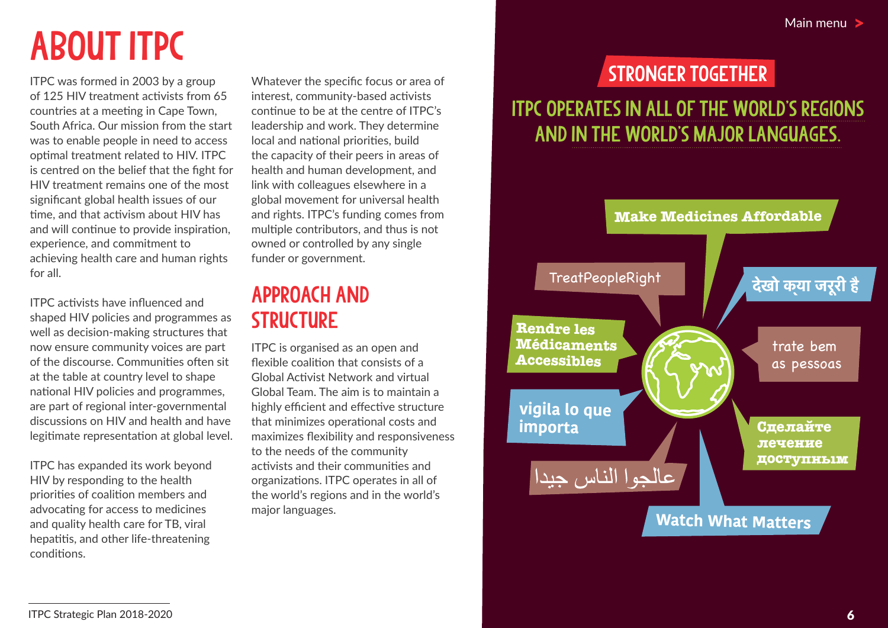# ABOUT ITPC

ITPC was formed in 2003 by a group of 125 HIV treatment activists from 65 countries at a meeting in Cape Town, South Africa. Our mission from the start was to enable people in need to access optimal treatment related to HIV. ITPC is centred on the belief that the fight for HIV treatment remains one of the most significant global health issues of our time, and that activism about HIV has and will continue to provide inspiration, experience, and commitment to achieving health care and human rights for all.

ITPC activists have influenced and shaped HIV policies and programmes as well as decision-making structures that now ensure community voices are part of the discourse. Communities often sit at the table at country level to shape national HIV policies and programmes, are part of regional inter-governmental discussions on HIV and health and have legitimate representation at global level.

ITPC has expanded its work beyond HIV by responding to the health priorities of coalition members and advocating for access to medicines and quality health care for TB, viral hepatitis, and other life-threatening conditions.

Whatever the specific focus or area of interest, community-based activists continue to be at the centre of ITPC's leadership and work. They determine local and national priorities, build the capacity of their peers in areas of health and human development, and link with colleagues elsewhere in a global movement for universal health and rights. ITPC's funding comes from multiple contributors, and thus is not owned or controlled by any single funder or government.

## APPROACH AND STRUCTURE

ITPC is organised as an open and flexible coalition that consists of a Global Activist Network and virtual Global Team. The aim is to maintain a highly efficient and effective structure that minimizes operational costs and maximizes flexibility and responsiveness to the needs of the community activists and their communities and organizations. ITPC operates in all of the world's regions and in the world's major languages.

## STRONGER TOGETHER

### ITPC OPERATES IN ALL OF THE WORLD'S REGIONS AND IN THE WORLD'S MAJOR LANGUAGES.

Make Medicines Affordable

TreatPeopleRight

देखो क्या जरूरी है

Rendre les Médicaments Accessibles

trate bem as pessoas

vigila lo que importa

Сделайте лечение доступным

عالجوا الناس جيدا

Watch What Matters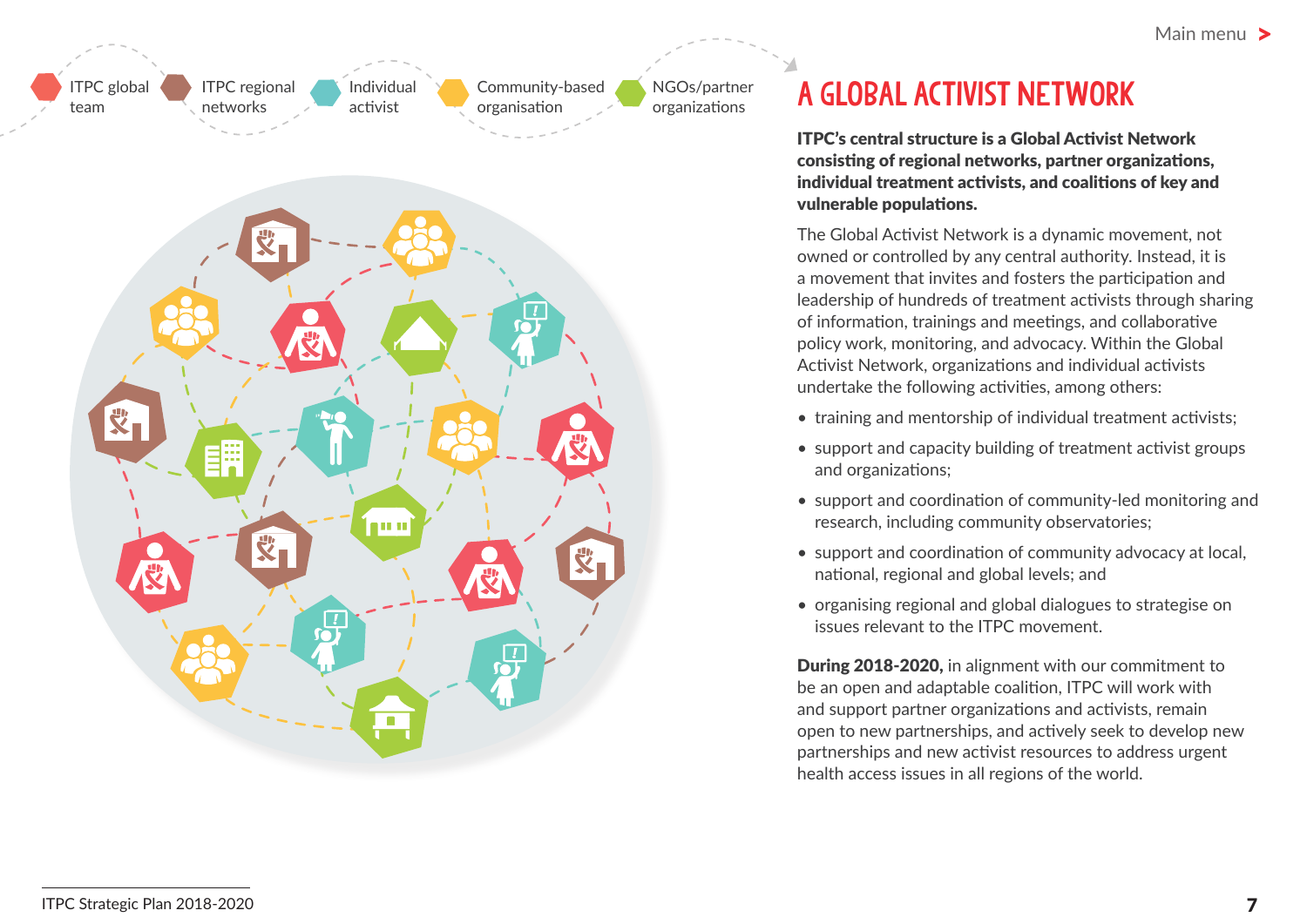ITPC global team — ITPC regional networks — Individual activist — Community-based organisation — NGOs/partner organizations

# A GLOBAL ACTIVIST NETWORK

**ITPC's central structure is a Global Activist Network consisting of regional networks, partner organizations, individual treatment activists, and coalitions of key and vulnerable populations.**

The Global Activist Network is a dynamic movement, not owned or controlled by any central authority. Instead, it is a movement that invites and fosters the participation and leadership of hundreds of treatment activists through sharing of information, trainings and meetings, and collaborative policy work, monitoring, and advocacy. Within the Global Activist Network, organizations and individual activists undertake the following activities, among others:

- training and mentorship of individual treatment activists;
- support and capacity building of treatment activist groups and organizations;
- support and coordination of community-led monitoring and research, including community observatories;
- support and coordination of community advocacy at local, national, regional and global levels; and
- organising regional and global dialogues to strategise on issues relevant to the ITPC movement.

**During 2018-2020,** in alignment with our commitment to be an open and adaptable coalition, ITPC will work with and support partner organizations and activists, remain open to new partnerships, and actively seek to develop new partnerships and new activist resources to address urgent health access issues in all regions of the world.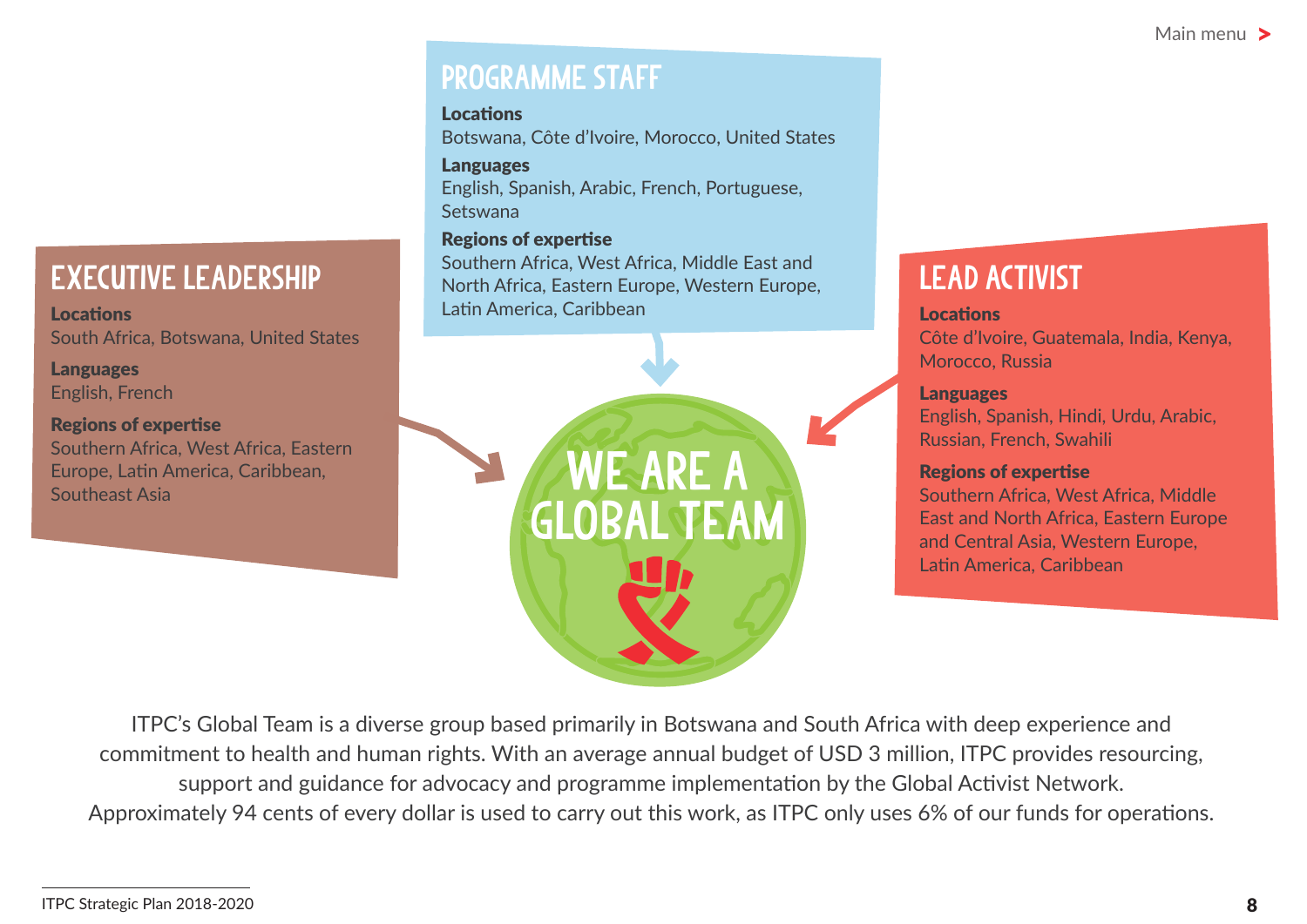## Programme Staff

**Locations**
Botswana, Côte d'Ivoire, Morocco, United States

**Languages**
English, Spanish, Arabic, French, Portuguese, Setswana

**Regions of expertise**
Southern Africa, West Africa, Middle East and North Africa, Eastern Europe, Western Europe, Latin America, Caribbean

## Executive Leadership

**Locations**
South Africa, Botswana, United States

**Languages**
English, French

**Regions of expertise**
Southern Africa, West Africa, Eastern Europe, Latin America, Caribbean, Southeast Asia

## We Are a Global Team

## Lead Activist

**Locations**
Côte d'Ivoire, Guatemala, India, Kenya, Morocco, Russia

**Languages**
English, Spanish, Hindi, Urdu, Arabic, Russian, French, Swahili

**Regions of expertise**
Southern Africa, West Africa, Middle East and North Africa, Eastern Europe and Central Asia, Western Europe, Latin America, Caribbean

ITPC's Global Team is a diverse group based primarily in Botswana and South Africa with deep experience and commitment to health and human rights. With an average annual budget of USD 3 million, ITPC provides resourcing, support and guidance for advocacy and programme implementation by the Global Activist Network. Approximately 94 cents of every dollar is used to carry out this work, as ITPC only uses 6% of our funds for operations.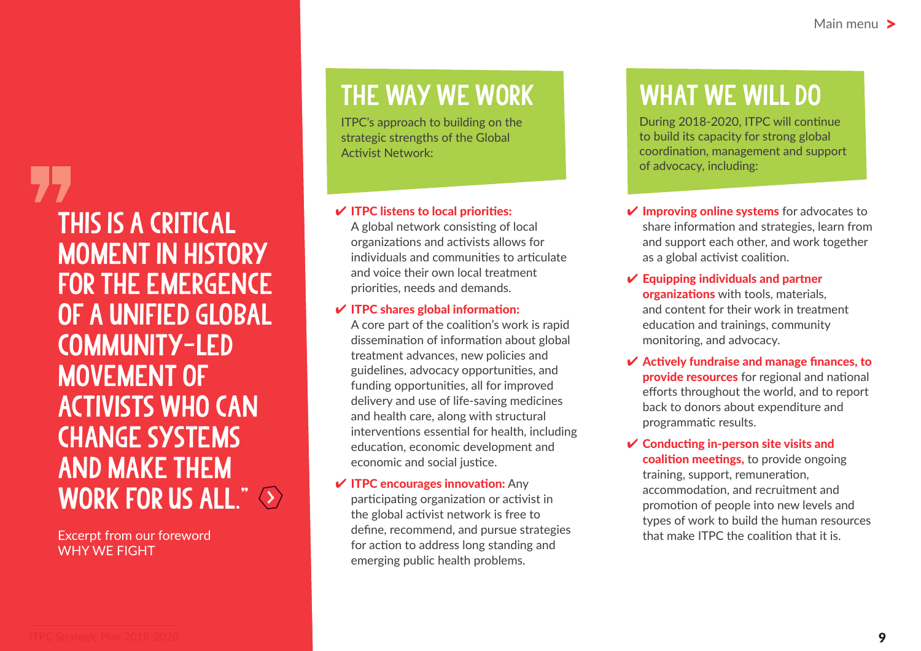> "THIS IS A CRITICAL MOMENT IN HISTORY FOR THE EMERGENCE OF A UNIFIED GLOBAL COMMUNITY-LED MOVEMENT OF ACTIVISTS WHO CAN CHANGE SYSTEMS AND MAKE THEM WORK FOR US ALL."

Excerpt from our foreword
WHY WE FIGHT

## THE WAY WE WORK

ITPC's approach to building on the strategic strengths of the Global Activist Network:

- ✔ **ITPC listens to local priorities:** A global network consisting of local organizations and activists allows for individuals and communities to articulate and voice their own local treatment priorities, needs and demands.
- ✔ **ITPC shares global information:** A core part of the coalition's work is rapid dissemination of information about global treatment advances, new policies and guidelines, advocacy opportunities, and funding opportunities, all for improved delivery and use of life-saving medicines and health care, along with structural interventions essential for health, including education, economic development and economic and social justice.
- ✔ **ITPC encourages innovation:** Any participating organization or activist in the global activist network is free to define, recommend, and pursue strategies for action to address long standing and emerging public health problems.

## WHAT WE WILL DO

During 2018-2020, ITPC will continue to build its capacity for strong global coordination, management and support of advocacy, including:

- ✔ **Improving online systems** for advocates to share information and strategies, learn from and support each other, and work together as a global activist coalition.
- ✔ **Equipping individuals and partner organizations** with tools, materials, and content for their work in treatment education and trainings, community monitoring, and advocacy.
- ✔ **Actively fundraise and manage finances, to provide resources** for regional and national efforts throughout the world, and to report back to donors about expenditure and programmatic results.
- ✔ **Conducting in-person site visits and coalition meetings,** to provide ongoing training, support, remuneration, accommodation, and recruitment and promotion of people into new levels and types of work to build the human resources that make ITPC the coalition that it is.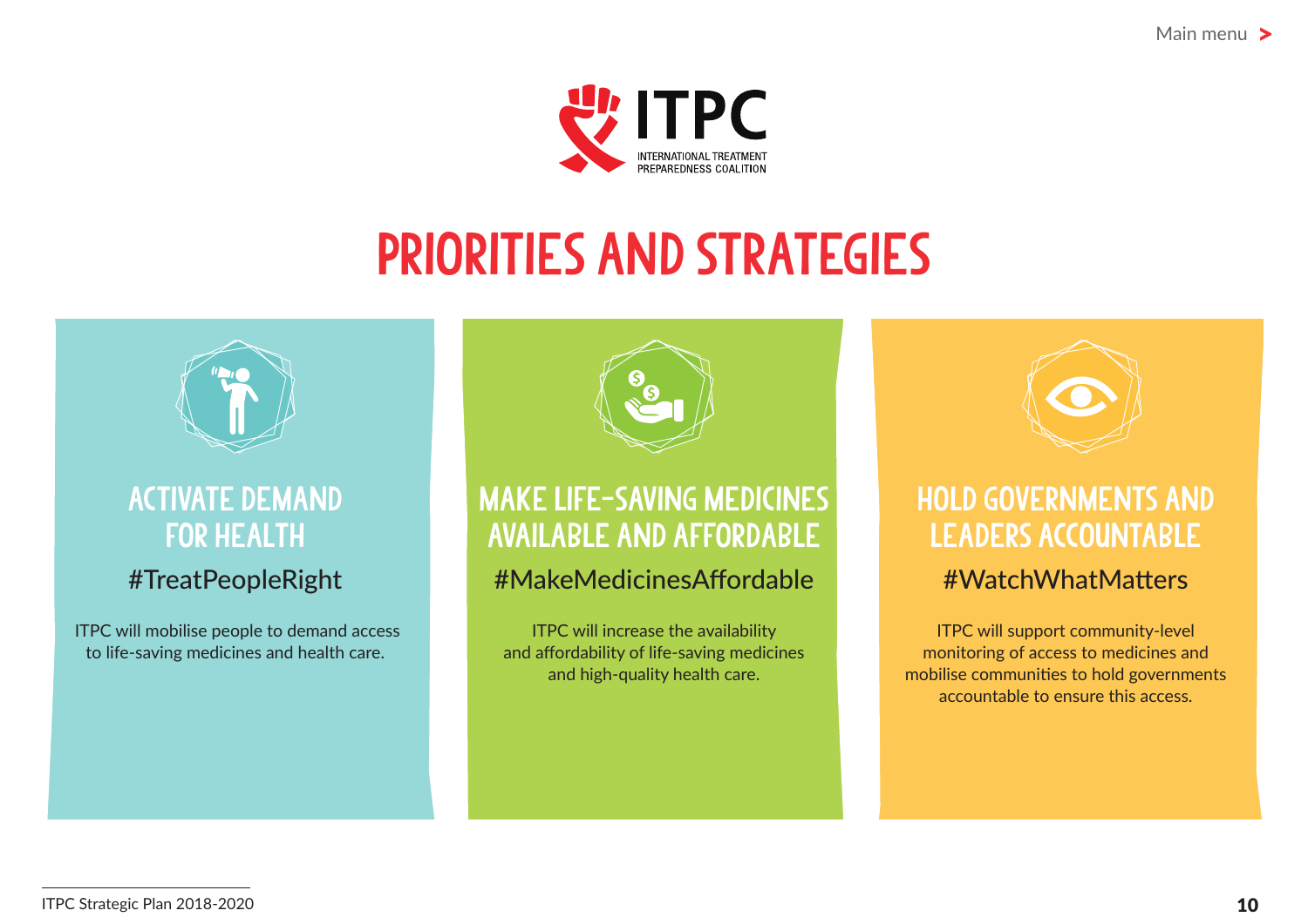# PRIORITIES AND STRATEGIES

## ACTIVATE DEMAND FOR HEALTH

#TreatPeopleRight

ITPC will mobilise people to demand access to life-saving medicines and health care.

## MAKE LIFE-SAVING MEDICINES AVAILABLE AND AFFORDABLE

#MakeMedicinesAffordable

ITPC will increase the availability and affordability of life-saving medicines and high-quality health care.

## HOLD GOVERNMENTS AND LEADERS ACCOUNTABLE

#WatchWhatMatters

ITPC will support community-level monitoring of access to medicines and mobilise communities to hold governments accountable to ensure this access.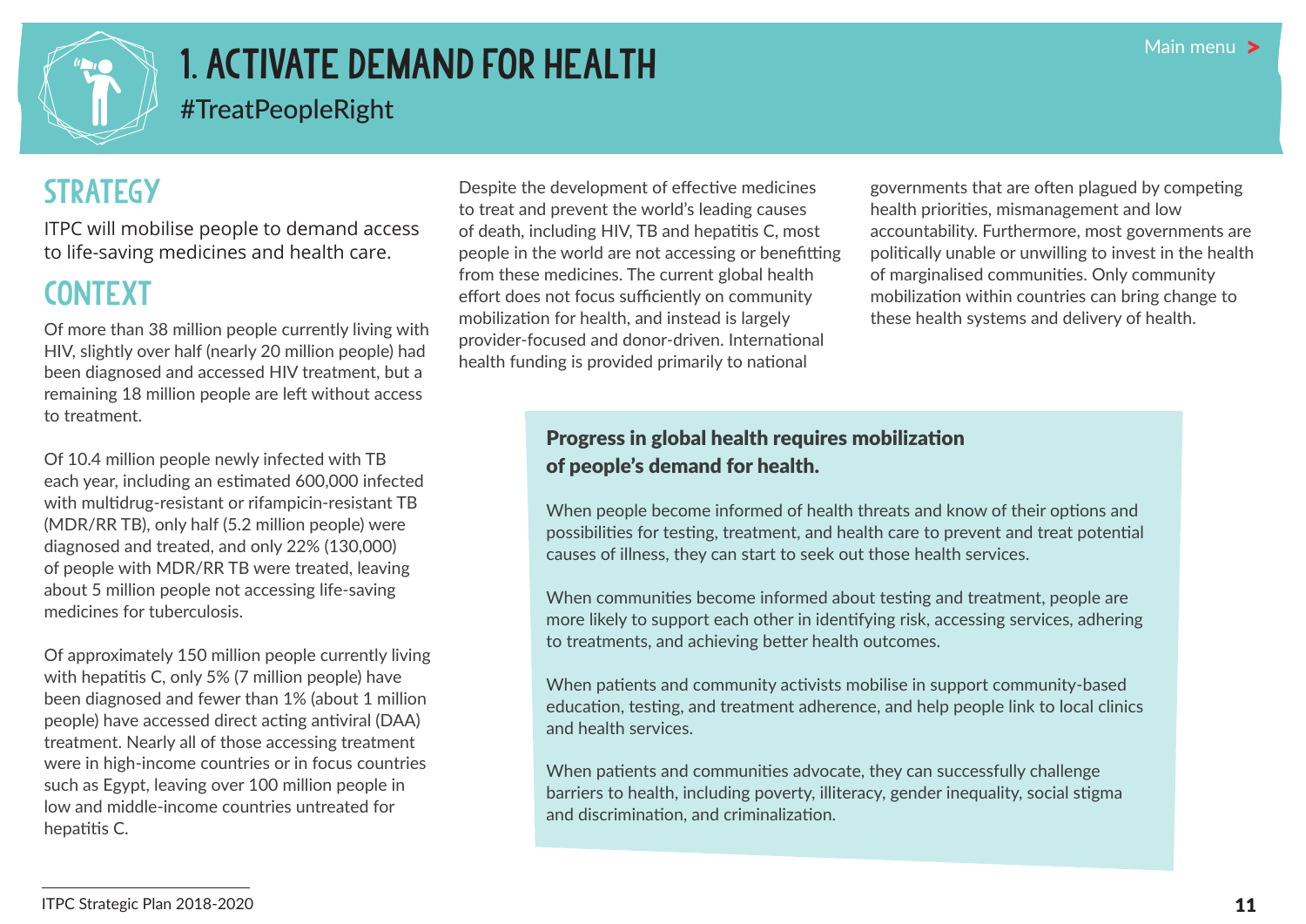# 1. ACTIVATE DEMAND FOR HEALTH

#TreatPeopleRight

## STRATEGY

ITPC will mobilise people to demand access to life-saving medicines and health care.

## CONTEXT

Of more than 38 million people currently living with HIV, slightly over half (nearly 20 million people) had been diagnosed and accessed HIV treatment, but a remaining 18 million people are left without access to treatment.

Of 10.4 million people newly infected with TB each year, including an estimated 600,000 infected with multidrug-resistant or rifampicin-resistant TB (MDR/RR TB), only half (5.2 million people) were diagnosed and treated, and only 22% (130,000) of people with MDR/RR TB were treated, leaving about 5 million people not accessing life-saving medicines for tuberculosis.

Of approximately 150 million people currently living with hepatitis C, only 5% (7 million people) have been diagnosed and fewer than 1% (about 1 million people) have accessed direct acting antiviral (DAA) treatment. Nearly all of those accessing treatment were in high-income countries or in focus countries such as Egypt, leaving over 100 million people in low and middle-income countries untreated for hepatitis C.

Despite the development of effective medicines to treat and prevent the world's leading causes of death, including HIV, TB and hepatitis C, most people in the world are not accessing or benefitting from these medicines. The current global health effort does not focus sufficiently on community mobilization for health, and instead is largely provider-focused and donor-driven. International health funding is provided primarily to national governments that are often plagued by competing health priorities, mismanagement and low accountability. Furthermore, most governments are politically unable or unwilling to invest in the health of marginalised communities. Only community mobilization within countries can bring change to these health systems and delivery of health.

**Progress in global health requires mobilization of people's demand for health.**

When people become informed of health threats and know of their options and possibilities for testing, treatment, and health care to prevent and treat potential causes of illness, they can start to seek out those health services.

When communities become informed about testing and treatment, people are more likely to support each other in identifying risk, accessing services, adhering to treatments, and achieving better health outcomes.

When patients and community activists mobilise in support community-based education, testing, and treatment adherence, and help people link to local clinics and health services.

When patients and communities advocate, they can successfully challenge barriers to health, including poverty, illiteracy, gender inequality, social stigma and discrimination, and criminalization.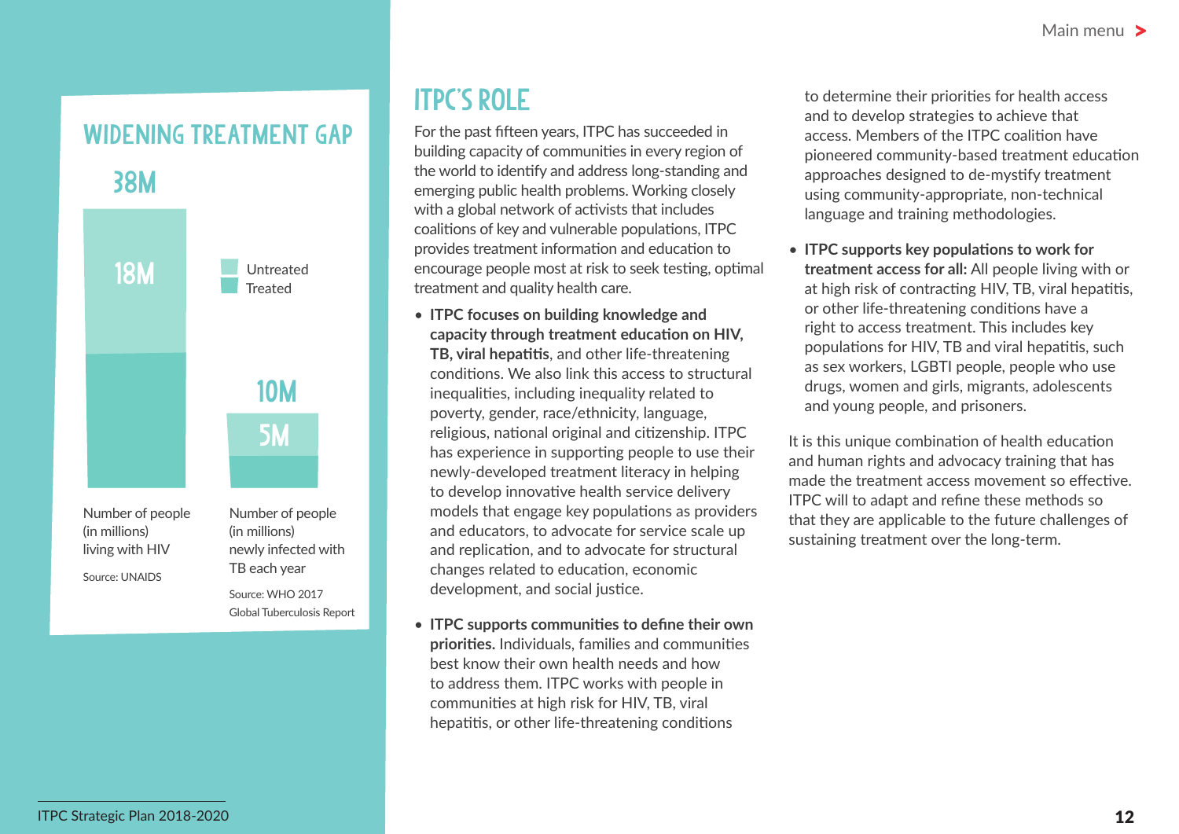## WIDENING TREATMENT GAP

38M

18M

Untreated
Treated

10M

5M

Number of people (in millions) living with HIV

Source: UNAIDS

Number of people (in millions) newly infected with TB each year

Source: WHO 2017 Global Tuberculosis Report

# ITPC'S ROLE

For the past fifteen years, ITPC has succeeded in building capacity of communities in every region of the world to identify and address long-standing and emerging public health problems. Working closely with a global network of activists that includes coalitions of key and vulnerable populations, ITPC provides treatment information and education to encourage people most at risk to seek testing, optimal treatment and quality health care.

- **ITPC focuses on building knowledge and capacity through treatment education on HIV, TB, viral hepatitis**, and other life-threatening conditions. We also link this access to structural inequalities, including inequality related to poverty, gender, race/ethnicity, language, religious, national original and citizenship. ITPC has experience in supporting people to use their newly-developed treatment literacy in helping to develop innovative health service delivery models that engage key populations as providers and educators, to advocate for service scale up and replication, and to advocate for structural changes related to education, economic development, and social justice.

- **ITPC supports communities to define their own priorities.** Individuals, families and communities best know their own health needs and how to address them. ITPC works with people in communities at high risk for HIV, TB, viral hepatitis, or other life-threatening conditions to determine their priorities for health access and to develop strategies to achieve that access. Members of the ITPC coalition have pioneered community-based treatment education approaches designed to de-mystify treatment using community-appropriate, non-technical language and training methodologies.

- **ITPC supports key populations to work for treatment access for all:** All people living with or at high risk of contracting HIV, TB, viral hepatitis, or other life-threatening conditions have a right to access treatment. This includes key populations for HIV, TB and viral hepatitis, such as sex workers, LGBTI people, people who use drugs, women and girls, migrants, adolescents and young people, and prisoners.

It is this unique combination of health education and human rights and advocacy training that has made the treatment access movement so effective. ITPC will to adapt and refine these methods so that they are applicable to the future challenges of sustaining treatment over the long-term.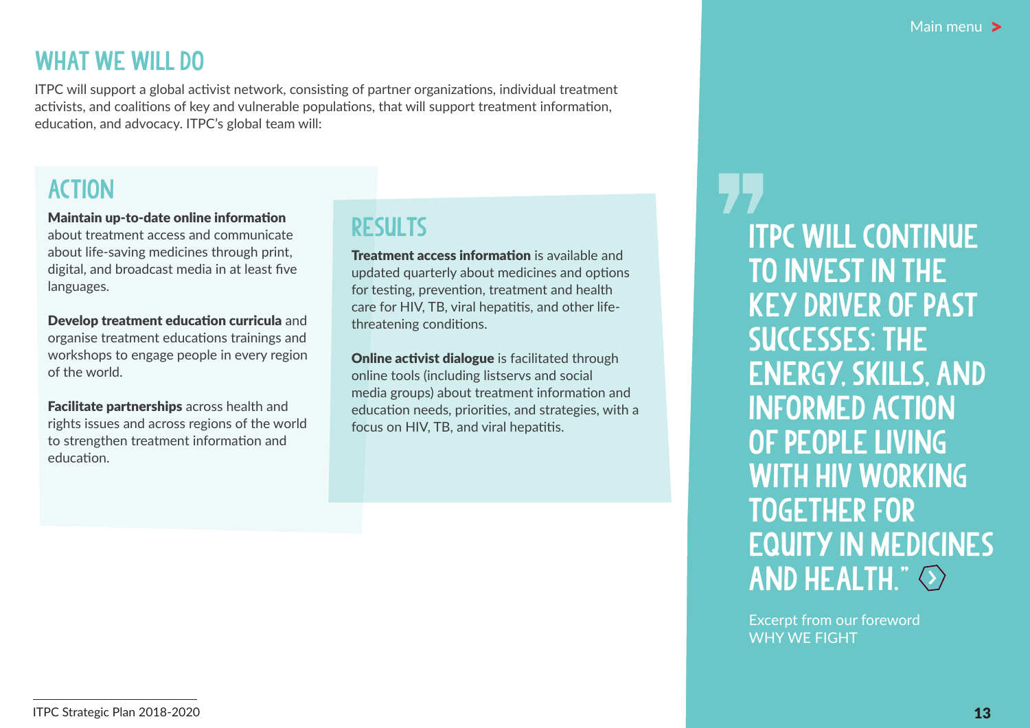## WHAT WE WILL DO

ITPC will support a global activist network, consisting of partner organizations, individual treatment activists, and coalitions of key and vulnerable populations, that will support treatment information, education, and advocacy. ITPC's global team will:

### ACTION

**Maintain up-to-date online information** about treatment access and communicate about life-saving medicines through print, digital, and broadcast media in at least five languages.

**Develop treatment education curricula** and organise treatment educations trainings and workshops to engage people in every region of the world.

**Facilitate partnerships** across health and rights issues and across regions of the world to strengthen treatment information and education.

### RESULTS

**Treatment access information** is available and updated quarterly about medicines and options for testing, prevention, treatment and health care for HIV, TB, viral hepatitis, and other life-threatening conditions.

**Online activist dialogue** is facilitated through online tools (including listservs and social media groups) about treatment information and education needs, priorities, and strategies, with a focus on HIV, TB, and viral hepatitis.

> "ITPC WILL CONTINUE TO INVEST IN THE KEY DRIVER OF PAST SUCCESSES: THE ENERGY, SKILLS, AND INFORMED ACTION OF PEOPLE LIVING WITH HIV WORKING TOGETHER FOR EQUITY IN MEDICINES AND HEALTH."

Excerpt from our foreword
WHY WE FIGHT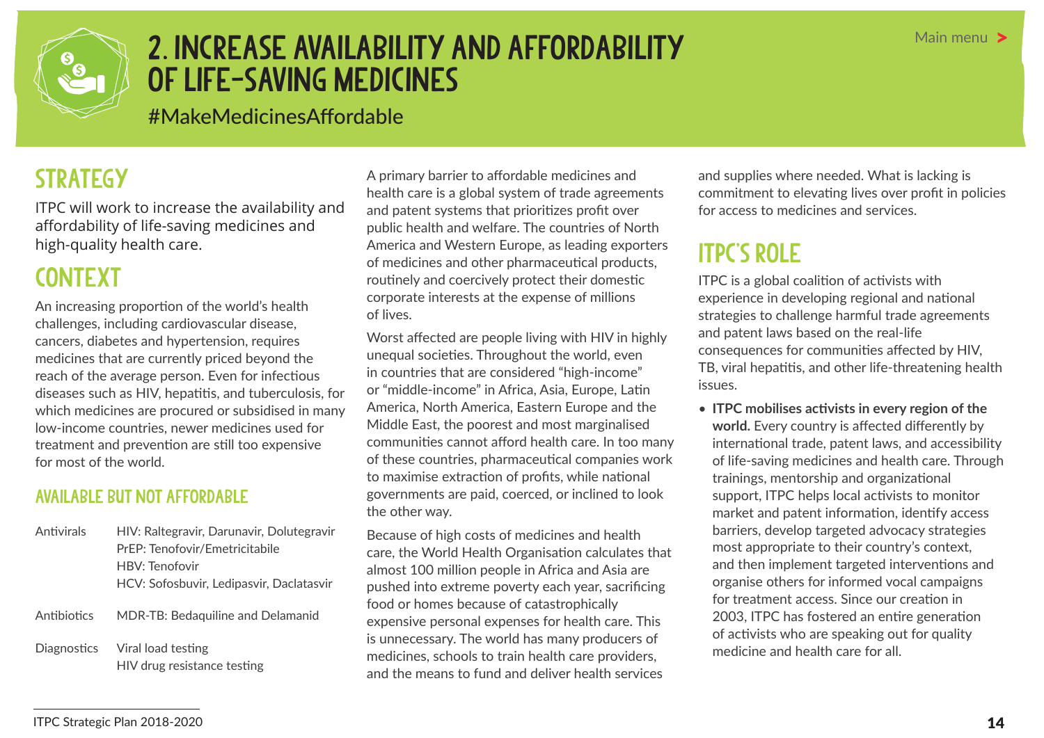# 2. INCREASE AVAILABILITY AND AFFORDABILITY OF LIFE-SAVING MEDICINES

#MakeMedicinesAffordable

## STRATEGY

ITPC will work to increase the availability and affordability of life-saving medicines and high-quality health care.

## CONTEXT

An increasing proportion of the world's health challenges, including cardiovascular disease, cancers, diabetes and hypertension, requires medicines that are currently priced beyond the reach of the average person. Even for infectious diseases such as HIV, hepatitis, and tuberculosis, for which medicines are procured or subsidised in many low-income countries, newer medicines used for treatment and prevention are still too expensive for most of the world.

### AVAILABLE BUT NOT AFFORDABLE

| | |
|---|---|
| Antivirals | HIV: Raltegravir, Darunavir, Dolutegravir<br>PrEP: Tenofovir/Emetricitabile<br>HBV: Tenofovir<br>HCV: Sofosbuvir, Ledipasvir, Daclatasvir |
| Antibiotics | MDR-TB: Bedaquiline and Delamanid |
| Diagnostics | Viral load testing<br>HIV drug resistance testing |

A primary barrier to affordable medicines and health care is a global system of trade agreements and patent systems that prioritizes profit over public health and welfare. The countries of North America and Western Europe, as leading exporters of medicines and other pharmaceutical products, routinely and coercively protect their domestic corporate interests at the expense of millions of lives.

Worst affected are people living with HIV in highly unequal societies. Throughout the world, even in countries that are considered "high-income" or "middle-income" in Africa, Asia, Europe, Latin America, North America, Eastern Europe and the Middle East, the poorest and most marginalised communities cannot afford health care. In too many of these countries, pharmaceutical companies work to maximise extraction of profits, while national governments are paid, coerced, or inclined to look the other way.

Because of high costs of medicines and health care, the World Health Organisation calculates that almost 100 million people in Africa and Asia are pushed into extreme poverty each year, sacrificing food or homes because of catastrophically expensive personal expenses for health care. This is unnecessary. The world has many producers of medicines, schools to train health care providers, and the means to fund and deliver health services and supplies where needed. What is lacking is commitment to elevating lives over profit in policies for access to medicines and services.

## ITPC'S ROLE

ITPC is a global coalition of activists with experience in developing regional and national strategies to challenge harmful trade agreements and patent laws based on the real-life consequences for communities affected by HIV, TB, viral hepatitis, and other life-threatening health issues.

- **ITPC mobilises activists in every region of the world.** Every country is affected differently by international trade, patent laws, and accessibility of life-saving medicines and health care. Through trainings, mentorship and organizational support, ITPC helps local activists to monitor market and patent information, identify access barriers, develop targeted advocacy strategies most appropriate to their country's context, and then implement targeted interventions and organise others for informed vocal campaigns for treatment access. Since our creation in 2003, ITPC has fostered an entire generation of activists who are speaking out for quality medicine and health care for all.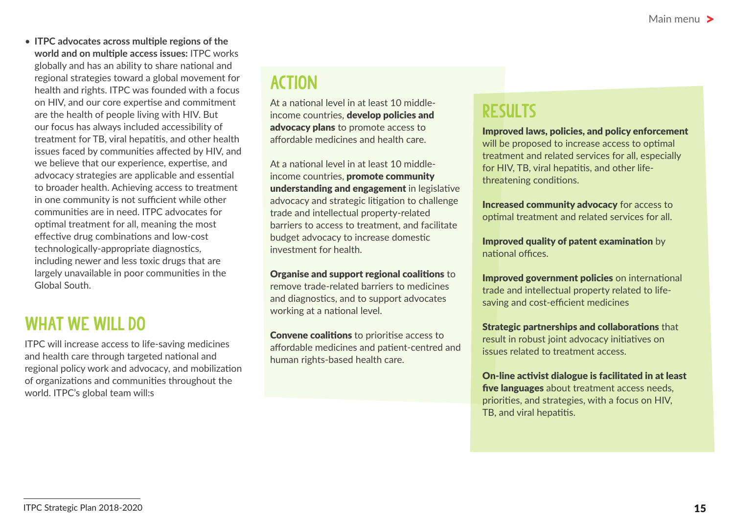- **ITPC advocates across multiple regions of the world and on multiple access issues:** ITPC works globally and has an ability to share national and regional strategies toward a global movement for health and rights. ITPC was founded with a focus on HIV, and our core expertise and commitment are the health of people living with HIV. But our focus has always included accessibility of treatment for TB, viral hepatitis, and other health issues faced by communities affected by HIV, and we believe that our experience, expertise, and advocacy strategies are applicable and essential to broader health. Achieving access to treatment in one community is not sufficient while other communities are in need. ITPC advocates for optimal treatment for all, meaning the most effective drug combinations and low-cost technologically-appropriate diagnostics, including newer and less toxic drugs that are largely unavailable in poor communities in the Global South.

## WHAT WE WILL DO

ITPC will increase access to life-saving medicines and health care through targeted national and regional policy work and advocacy, and mobilization of organizations and communities throughout the world. ITPC's global team will:s

## ACTION

At a national level in at least 10 middle-income countries, **develop policies and advocacy plans** to promote access to affordable medicines and health care.

At a national level in at least 10 middle-income countries, **promote community understanding and engagement** in legislative advocacy and strategic litigation to challenge trade and intellectual property-related barriers to access to treatment, and facilitate budget advocacy to increase domestic investment for health.

**Organise and support regional coalitions** to remove trade-related barriers to medicines and diagnostics, and to support advocates working at a national level.

**Convene coalitions** to prioritise access to affordable medicines and patient-centred and human rights-based health care.

## RESULTS

**Improved laws, policies, and policy enforcement** will be proposed to increase access to optimal treatment and related services for all, especially for HIV, TB, viral hepatitis, and other life-threatening conditions.

**Increased community advocacy** for access to optimal treatment and related services for all.

**Improved quality of patent examination** by national offices.

**Improved government policies** on international trade and intellectual property related to life-saving and cost-efficient medicines

**Strategic partnerships and collaborations** that result in robust joint advocacy initiatives on issues related to treatment access.

**On-line activist dialogue is facilitated in at least five languages** about treatment access needs, priorities, and strategies, with a focus on HIV, TB, and viral hepatitis.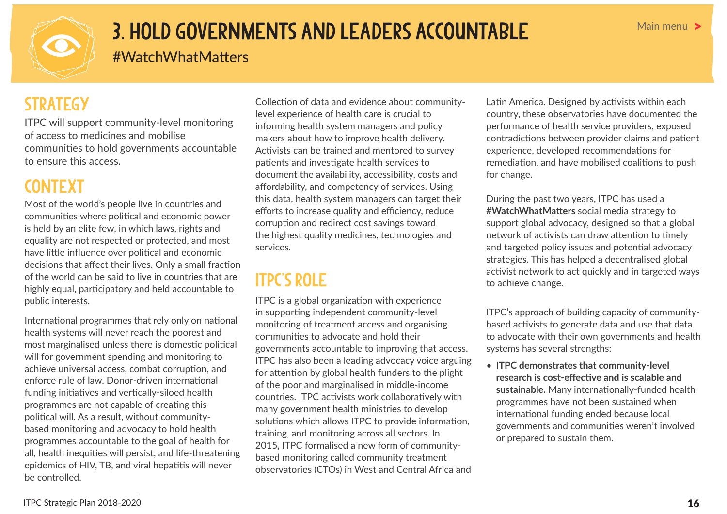# 3. HOLD GOVERNMENTS AND LEADERS ACCOUNTABLE

#WatchWhatMatters

## STRATEGY

ITPC will support community-level monitoring of access to medicines and mobilise communities to hold governments accountable to ensure this access.

## CONTEXT

Most of the world's people live in countries and communities where political and economic power is held by an elite few, in which laws, rights and equality are not respected or protected, and most have little influence over political and economic decisions that affect their lives. Only a small fraction of the world can be said to live in countries that are highly equal, participatory and held accountable to public interests.

International programmes that rely only on national health systems will never reach the poorest and most marginalised unless there is domestic political will for government spending and monitoring to achieve universal access, combat corruption, and enforce rule of law. Donor-driven international funding initiatives and vertically-siloed health programmes are not capable of creating this political will. As a result, without community-based monitoring and advocacy to hold health programmes accountable to the goal of health for all, health inequities will persist, and life-threatening epidemics of HIV, TB, and viral hepatitis will never be controlled.

Collection of data and evidence about community-level experience of health care is crucial to informing health system managers and policy makers about how to improve health delivery. Activists can be trained and mentored to survey patients and investigate health services to document the availability, accessibility, costs and affordability, and competency of services. Using this data, health system managers can target their efforts to increase quality and efficiency, reduce corruption and redirect cost savings toward the highest quality medicines, technologies and services.

## ITPC'S ROLE

ITPC is a global organization with experience in supporting independent community-level monitoring of treatment access and organising communities to advocate and hold their governments accountable to improving that access. ITPC has also been a leading advocacy voice arguing for attention by global health funders to the plight of the poor and marginalised in middle-income countries. ITPC activists work collaboratively with many government health ministries to develop solutions which allows ITPC to provide information, training, and monitoring across all sectors. In 2015, ITPC formalised a new form of community-based monitoring called community treatment observatories (CTOs) in West and Central Africa and Latin America. Designed by activists within each country, these observatories have documented the performance of health service providers, exposed contradictions between provider claims and patient experience, developed recommendations for remediation, and have mobilised coalitions to push for change.

During the past two years, ITPC has used a **#WatchWhatMatters** social media strategy to support global advocacy, designed so that a global network of activists can draw attention to timely and targeted policy issues and potential advocacy strategies. This has helped a decentralised global activist network to act quickly and in targeted ways to achieve change.

ITPC's approach of building capacity of community-based activists to generate data and use that data to advocate with their own governments and health systems has several strengths:

- **ITPC demonstrates that community-level research is cost-effective and is scalable and sustainable.** Many internationally-funded health programmes have not been sustained when international funding ended because local governments and communities weren't involved or prepared to sustain them.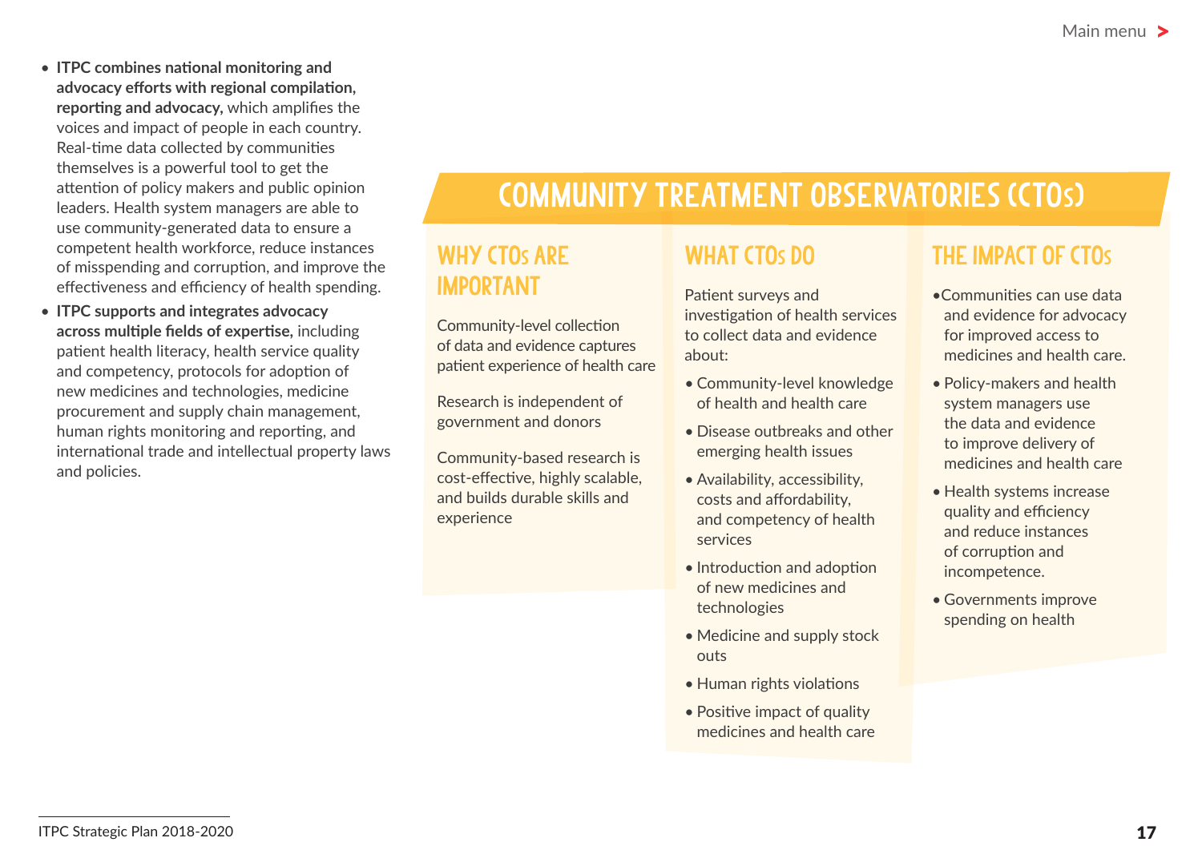- **ITPC combines national monitoring and advocacy efforts with regional compilation, reporting and advocacy,** which amplifies the voices and impact of people in each country. Real-time data collected by communities themselves is a powerful tool to get the attention of policy makers and public opinion leaders. Health system managers are able to use community-generated data to ensure a competent health workforce, reduce instances of misspending and corruption, and improve the effectiveness and efficiency of health spending.
- **ITPC supports and integrates advocacy across multiple fields of expertise,** including patient health literacy, health service quality and competency, protocols for adoption of new medicines and technologies, medicine procurement and supply chain management, human rights monitoring and reporting, and international trade and intellectual property laws and policies.

## COMMUNITY TREATMENT OBSERVATORIES (CTOs)

### WHY CTOs ARE IMPORTANT

Community-level collection of data and evidence captures patient experience of health care

Research is independent of government and donors

Community-based research is cost-effective, highly scalable, and builds durable skills and experience

### WHAT CTOs DO

Patient surveys and investigation of health services to collect data and evidence about:

- Community-level knowledge of health and health care
- Disease outbreaks and other emerging health issues
- Availability, accessibility, costs and affordability, and competency of health services
- Introduction and adoption of new medicines and technologies
- Medicine and supply stock outs
- Human rights violations
- Positive impact of quality medicines and health care

### THE IMPACT OF CTOs

- Communities can use data and evidence for advocacy for improved access to medicines and health care.
- Policy-makers and health system managers use the data and evidence to improve delivery of medicines and health care
- Health systems increase quality and efficiency and reduce instances of corruption and incompetence.
- Governments improve spending on health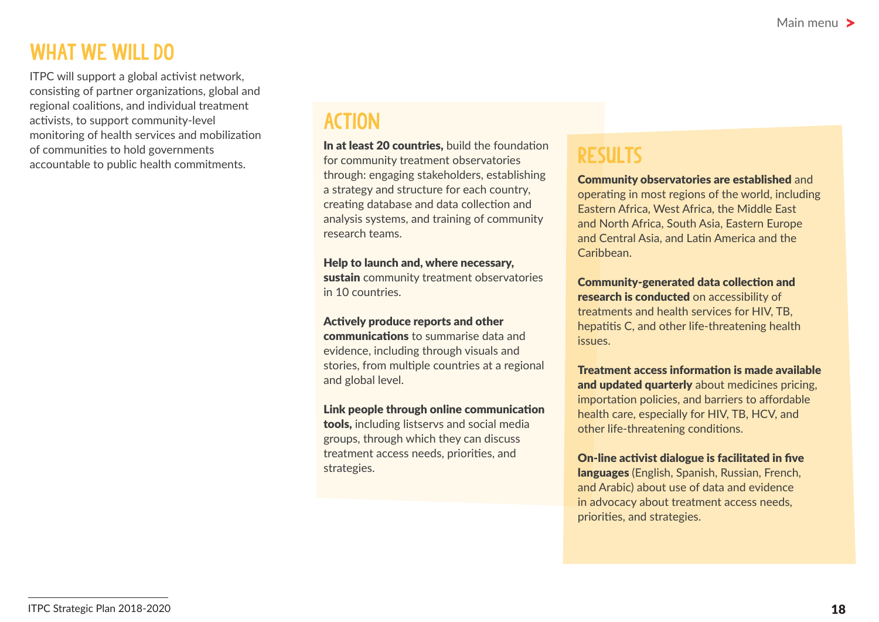## WHAT WE WILL DO

ITPC will support a global activist network, consisting of partner organizations, global and regional coalitions, and individual treatment activists, to support community-level monitoring of health services and mobilization of communities to hold governments accountable to public health commitments.

## ACTION

**In at least 20 countries,** build the foundation for community treatment observatories through: engaging stakeholders, establishing a strategy and structure for each country, creating database and data collection and analysis systems, and training of community research teams.

**Help to launch and, where necessary, sustain** community treatment observatories in 10 countries.

**Actively produce reports and other communications** to summarise data and evidence, including through visuals and stories, from multiple countries at a regional and global level.

**Link people through online communication tools,** including listservs and social media groups, through which they can discuss treatment access needs, priorities, and strategies.

## RESULTS

**Community observatories are established** and operating in most regions of the world, including Eastern Africa, West Africa, the Middle East and North Africa, South Asia, Eastern Europe and Central Asia, and Latin America and the Caribbean.

**Community-generated data collection and research is conducted** on accessibility of treatments and health services for HIV, TB, hepatitis C, and other life-threatening health issues.

**Treatment access information is made available and updated quarterly** about medicines pricing, importation policies, and barriers to affordable health care, especially for HIV, TB, HCV, and other life-threatening conditions.

**On-line activist dialogue is facilitated in five languages** (English, Spanish, Russian, French, and Arabic) about use of data and evidence in advocacy about treatment access needs, priorities, and strategies.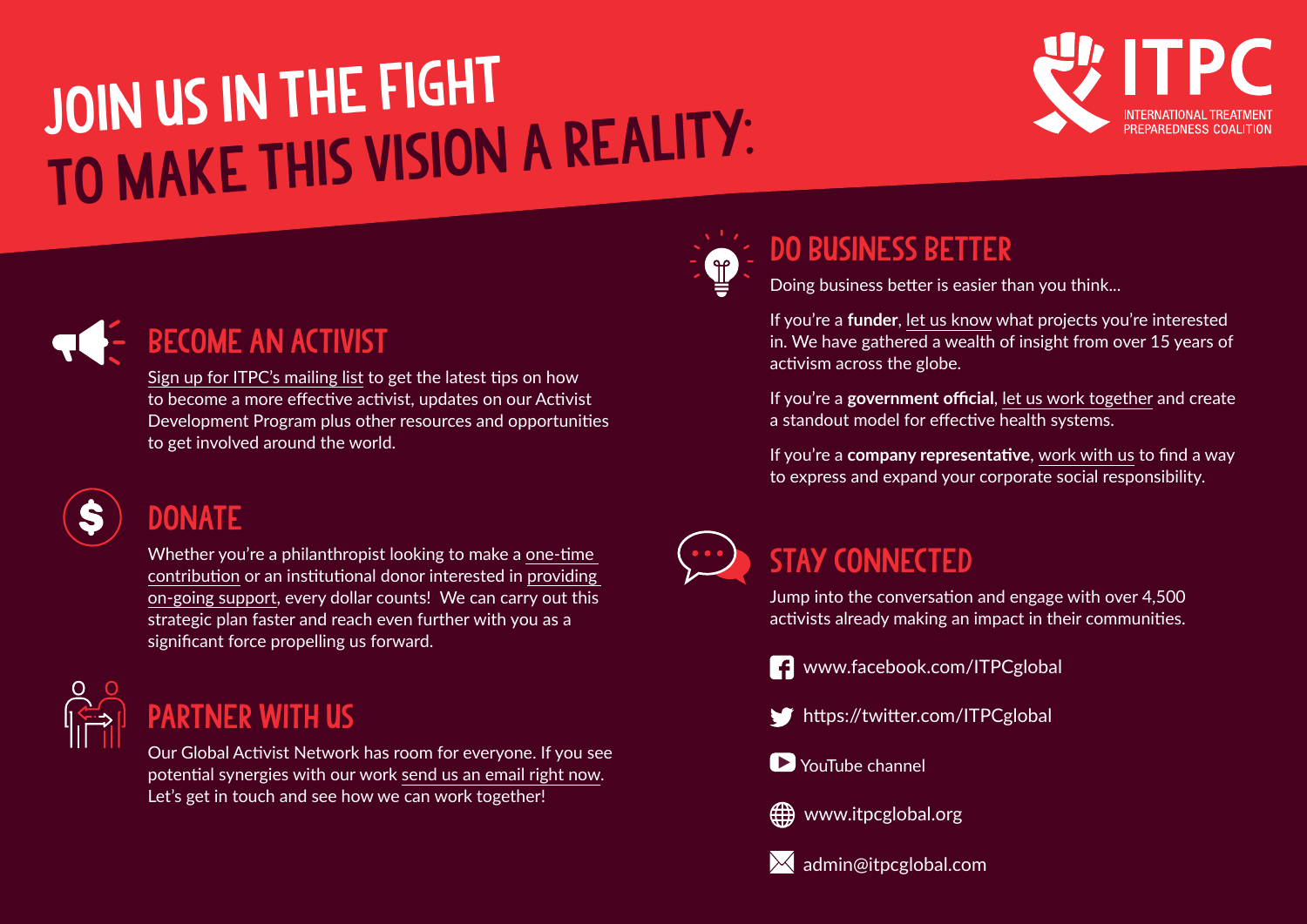# JOIN US IN THE FIGHT TO MAKE THIS VISION A REALITY:

ITPC
INTERNATIONAL TREATMENT PREPAREDNESS COALITION

## BECOME AN ACTIVIST

Sign up for ITPC's mailing list to get the latest tips on how to become a more effective activist, updates on our Activist Development Program plus other resources and opportunities to get involved around the world.

## DONATE

Whether you're a philanthropist looking to make a one-time contribution or an institutional donor interested in providing on-going support, every dollar counts! We can carry out this strategic plan faster and reach even further with you as a significant force propelling us forward.

## PARTNER WITH US

Our Global Activist Network has room for everyone. If you see potential synergies with our work send us an email right now. Let's get in touch and see how we can work together!

## DO BUSINESS BETTER

Doing business better is easier than you think...

If you're a **funder**, let us know what projects you're interested in. We have gathered a wealth of insight from over 15 years of activism across the globe.

If you're a **government official**, let us work together and create a standout model for effective health systems.

If you're a **company representative**, work with us to find a way to express and expand your corporate social responsibility.

## STAY CONNECTED

Jump into the conversation and engage with over 4,500 activists already making an impact in their communities.

- www.facebook.com/ITPCglobal
- https://twitter.com/ITPCglobal
- YouTube channel
- www.itpcglobal.org
- admin@itpcglobal.com